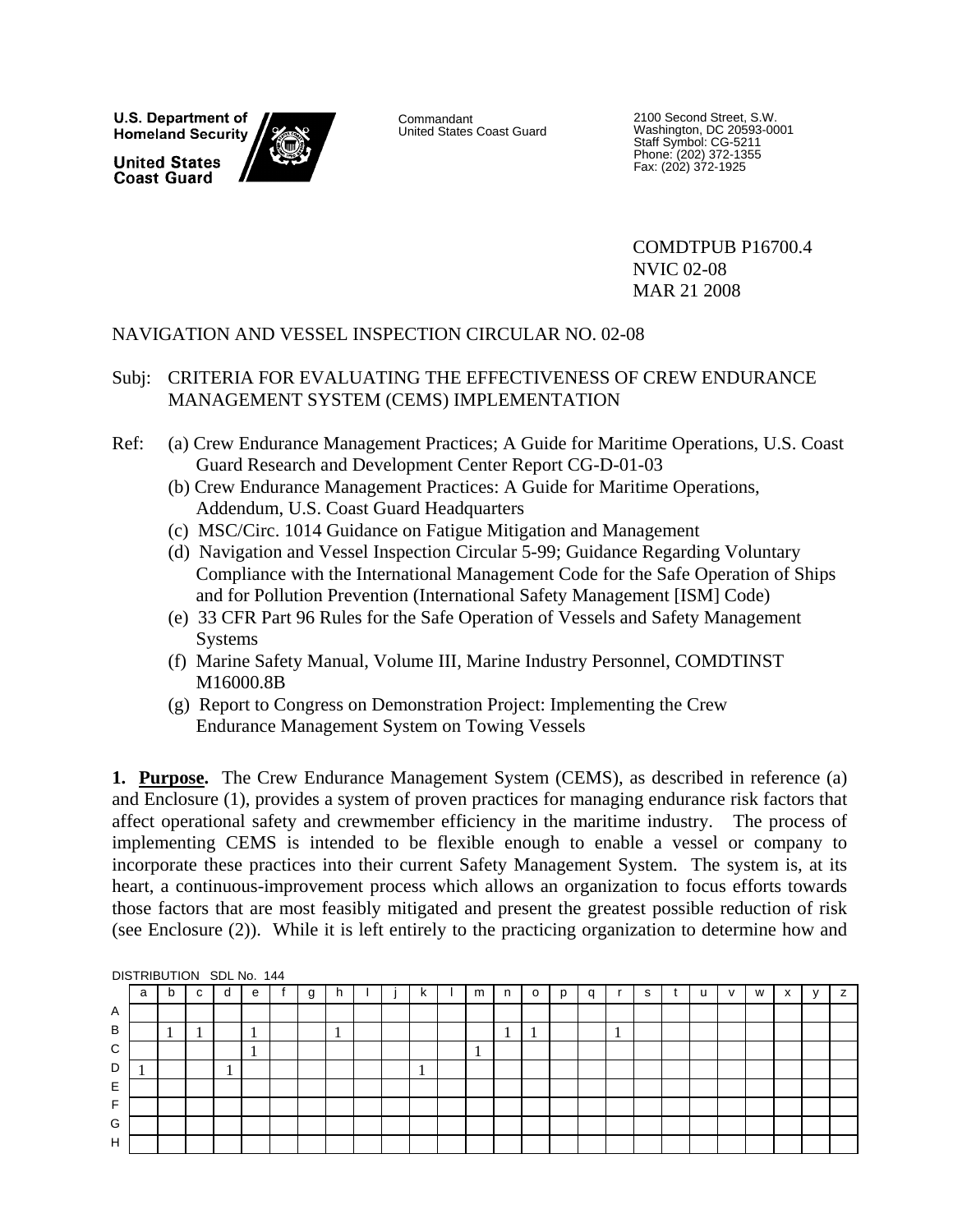**U.S. Department of Homeland Security**

**United States Coast Guard**

Commandant
United States Coast Guard

2100 Second Street, S.W.
Washington, DC 20593-0001
Staff Symbol: CG-5211
Phone: (202) 372-1355
Fax: (202) 372-1925

COMDTPUB P16700.4
NVIC 02-08
MAR 21 2008

NAVIGATION AND VESSEL INSPECTION CIRCULAR NO. 02-08

Subj: CRITERIA FOR EVALUATING THE EFFECTIVENESS OF CREW ENDURANCE MANAGEMENT SYSTEM (CEMS) IMPLEMENTATION

Ref:
- (a) Crew Endurance Management Practices; A Guide for Maritime Operations, U.S. Coast Guard Research and Development Center Report CG-D-01-03
- (b) Crew Endurance Management Practices: A Guide for Maritime Operations, Addendum, U.S. Coast Guard Headquarters
- (c) MSC/Circ. 1014 Guidance on Fatigue Mitigation and Management
- (d) Navigation and Vessel Inspection Circular 5-99; Guidance Regarding Voluntary Compliance with the International Management Code for the Safe Operation of Ships and for Pollution Prevention (International Safety Management [ISM] Code)
- (e) 33 CFR Part 96 Rules for the Safe Operation of Vessels and Safety Management Systems
- (f) Marine Safety Manual, Volume III, Marine Industry Personnel, COMDTINST M16000.8B
- (g) Report to Congress on Demonstration Project: Implementing the Crew Endurance Management System on Towing Vessels

**1. Purpose.** The Crew Endurance Management System (CEMS), as described in reference (a) and Enclosure (1), provides a system of proven practices for managing endurance risk factors that affect operational safety and crewmember efficiency in the maritime industry. The process of implementing CEMS is intended to be flexible enough to enable a vessel or company to incorporate these practices into their current Safety Management System. The system is, at its heart, a continuous-improvement process which allows an organization to focus efforts towards those factors that are most feasibly mitigated and present the greatest possible reduction of risk (see Enclosure (2)). While it is left entirely to the practicing organization to determine how and

DISTRIBUTION SDL No. 144

| | a | b | c | d | e | f | g | h | l | j | k | l | m | n | o | p | q | r | s | t | u | v | w | x | y | z |
|---|---|---|---|---|---|---|---|---|---|---|---|---|---|---|---|---|---|---|---|---|---|---|---|---|---|---|
| A | | | | | | | | | | | | | | | | | | | | | | | | | | |
| B | | 1 | 1 | | 1 | | | 1 | | | | | | 1 | 1 | | | 1 | | | | | | | | |
| C | | | | | 1 | | | | | | | | 1 | | | | | | | | | | | | | |
| D | 1 | | | 1 | | | | | | | 1 | | | | | | | | | | | | | | | |
| E | | | | | | | | | | | | | | | | | | | | | | | | | | |
| F | | | | | | | | | | | | | | | | | | | | | | | | | | |
| G | | | | | | | | | | | | | | | | | | | | | | | | | | |
| H | | | | | | | | | | | | | | | | | | | | | | | | | | |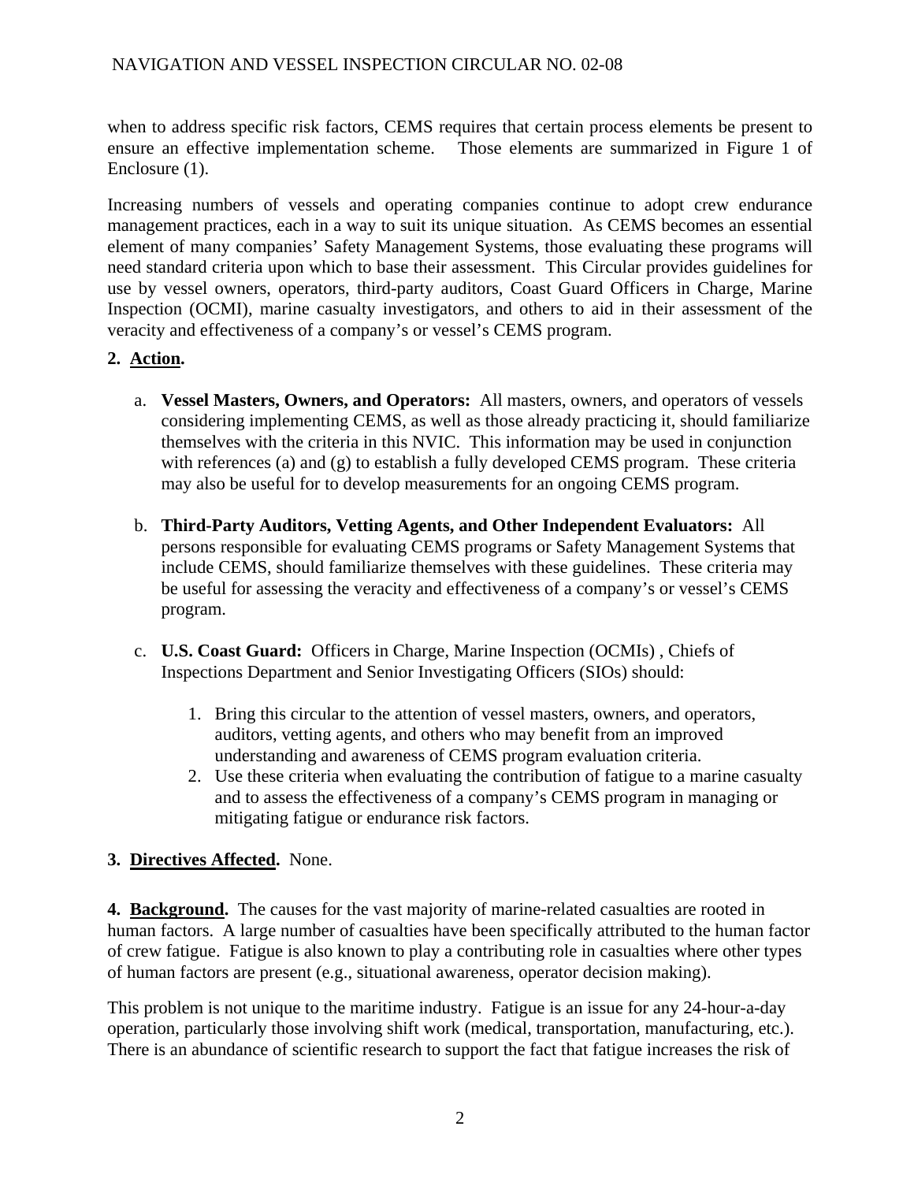when to address specific risk factors, CEMS requires that certain process elements be present to ensure an effective implementation scheme. Those elements are summarized in Figure 1 of Enclosure (1).

Increasing numbers of vessels and operating companies continue to adopt crew endurance management practices, each in a way to suit its unique situation. As CEMS becomes an essential element of many companies' Safety Management Systems, those evaluating these programs will need standard criteria upon which to base their assessment. This Circular provides guidelines for use by vessel owners, operators, third-party auditors, Coast Guard Officers in Charge, Marine Inspection (OCMI), marine casualty investigators, and others to aid in their assessment of the veracity and effectiveness of a company's or vessel's CEMS program.

**2. Action.**

a. **Vessel Masters, Owners, and Operators:** All masters, owners, and operators of vessels considering implementing CEMS, as well as those already practicing it, should familiarize themselves with the criteria in this NVIC. This information may be used in conjunction with references (a) and (g) to establish a fully developed CEMS program. These criteria may also be useful for to develop measurements for an ongoing CEMS program.

b. **Third-Party Auditors, Vetting Agents, and Other Independent Evaluators:** All persons responsible for evaluating CEMS programs or Safety Management Systems that include CEMS, should familiarize themselves with these guidelines. These criteria may be useful for assessing the veracity and effectiveness of a company's or vessel's CEMS program.

c. **U.S. Coast Guard:** Officers in Charge, Marine Inspection (OCMIs) , Chiefs of Inspections Department and Senior Investigating Officers (SIOs) should:

1. Bring this circular to the attention of vessel masters, owners, and operators, auditors, vetting agents, and others who may benefit from an improved understanding and awareness of CEMS program evaluation criteria.
2. Use these criteria when evaluating the contribution of fatigue to a marine casualty and to assess the effectiveness of a company's CEMS program in managing or mitigating fatigue or endurance risk factors.

**3. Directives Affected.** None.

**4. Background.** The causes for the vast majority of marine-related casualties are rooted in human factors. A large number of casualties have been specifically attributed to the human factor of crew fatigue. Fatigue is also known to play a contributing role in casualties where other types of human factors are present (e.g., situational awareness, operator decision making).

This problem is not unique to the maritime industry. Fatigue is an issue for any 24-hour-a-day operation, particularly those involving shift work (medical, transportation, manufacturing, etc.). There is an abundance of scientific research to support the fact that fatigue increases the risk of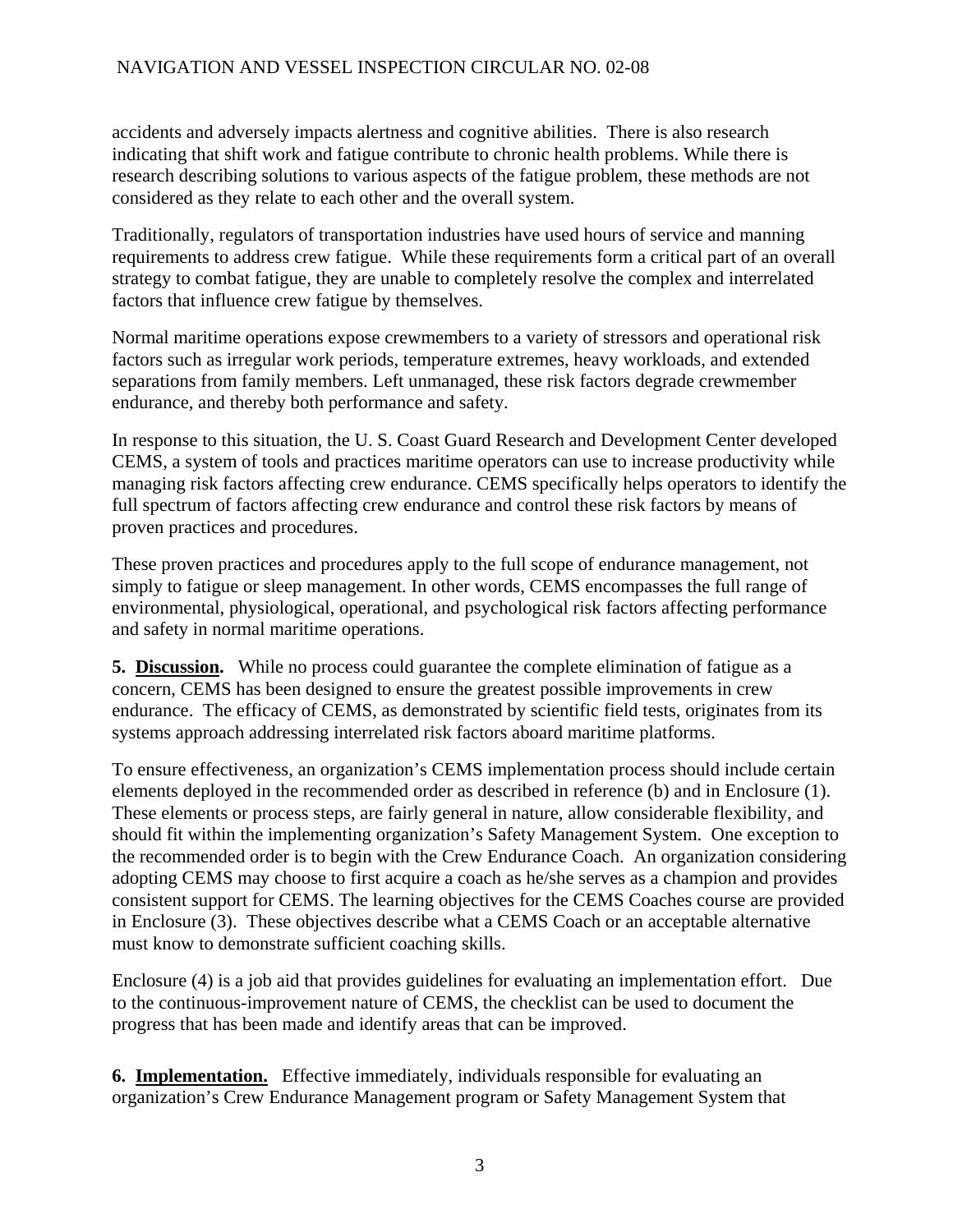accidents and adversely impacts alertness and cognitive abilities. There is also research indicating that shift work and fatigue contribute to chronic health problems. While there is research describing solutions to various aspects of the fatigue problem, these methods are not considered as they relate to each other and the overall system.

Traditionally, regulators of transportation industries have used hours of service and manning requirements to address crew fatigue. While these requirements form a critical part of an overall strategy to combat fatigue, they are unable to completely resolve the complex and interrelated factors that influence crew fatigue by themselves.

Normal maritime operations expose crewmembers to a variety of stressors and operational risk factors such as irregular work periods, temperature extremes, heavy workloads, and extended separations from family members. Left unmanaged, these risk factors degrade crewmember endurance, and thereby both performance and safety.

In response to this situation, the U. S. Coast Guard Research and Development Center developed CEMS, a system of tools and practices maritime operators can use to increase productivity while managing risk factors affecting crew endurance. CEMS specifically helps operators to identify the full spectrum of factors affecting crew endurance and control these risk factors by means of proven practices and procedures.

These proven practices and procedures apply to the full scope of endurance management, not simply to fatigue or sleep management. In other words, CEMS encompasses the full range of environmental, physiological, operational, and psychological risk factors affecting performance and safety in normal maritime operations.

**5. <u>Discussion</u>.** While no process could guarantee the complete elimination of fatigue as a concern, CEMS has been designed to ensure the greatest possible improvements in crew endurance. The efficacy of CEMS, as demonstrated by scientific field tests, originates from its systems approach addressing interrelated risk factors aboard maritime platforms.

To ensure effectiveness, an organization's CEMS implementation process should include certain elements deployed in the recommended order as described in reference (b) and in Enclosure (1). These elements or process steps, are fairly general in nature, allow considerable flexibility, and should fit within the implementing organization's Safety Management System. One exception to the recommended order is to begin with the Crew Endurance Coach. An organization considering adopting CEMS may choose to first acquire a coach as he/she serves as a champion and provides consistent support for CEMS. The learning objectives for the CEMS Coaches course are provided in Enclosure (3). These objectives describe what a CEMS Coach or an acceptable alternative must know to demonstrate sufficient coaching skills.

Enclosure (4) is a job aid that provides guidelines for evaluating an implementation effort. Due to the continuous-improvement nature of CEMS, the checklist can be used to document the progress that has been made and identify areas that can be improved.

**6. <u>Implementation</u>.** Effective immediately, individuals responsible for evaluating an organization's Crew Endurance Management program or Safety Management System that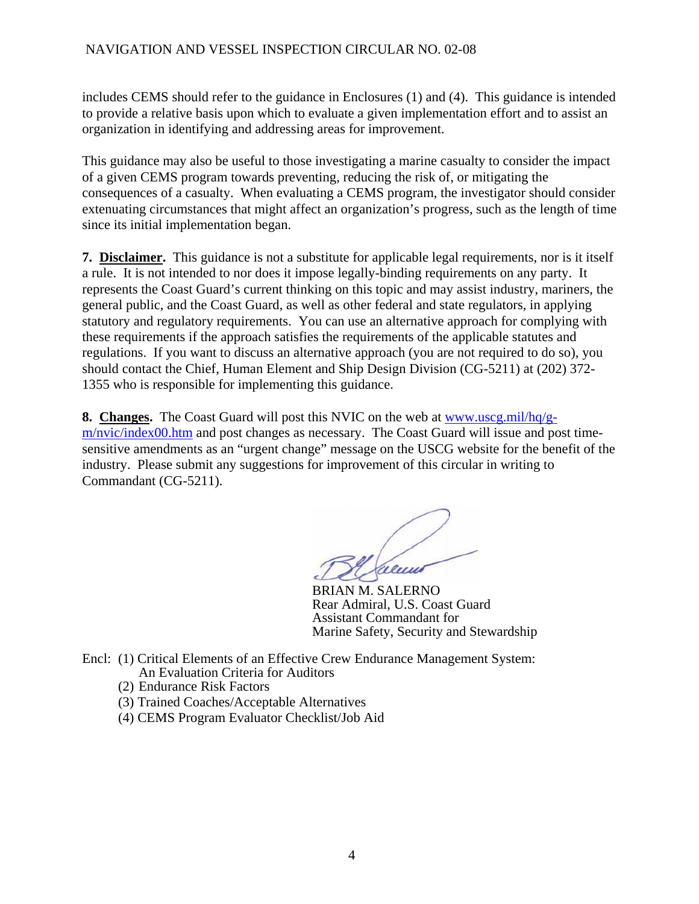includes CEMS should refer to the guidance in Enclosures (1) and (4). This guidance is intended to provide a relative basis upon which to evaluate a given implementation effort and to assist an organization in identifying and addressing areas for improvement.

This guidance may also be useful to those investigating a marine casualty to consider the impact of a given CEMS program towards preventing, reducing the risk of, or mitigating the consequences of a casualty. When evaluating a CEMS program, the investigator should consider extenuating circumstances that might affect an organization's progress, such as the length of time since its initial implementation began.

**7. Disclaimer.** This guidance is not a substitute for applicable legal requirements, nor is it itself a rule. It is not intended to nor does it impose legally-binding requirements on any party. It represents the Coast Guard's current thinking on this topic and may assist industry, mariners, the general public, and the Coast Guard, as well as other federal and state regulators, in applying statutory and regulatory requirements. You can use an alternative approach for complying with these requirements if the approach satisfies the requirements of the applicable statutes and regulations. If you want to discuss an alternative approach (you are not required to do so), you should contact the Chief, Human Element and Ship Design Division (CG-5211) at (202) 372-1355 who is responsible for implementing this guidance.

**8. Changes.** The Coast Guard will post this NVIC on the web at www.uscg.mil/hq/g-m/nvic/index00.htm and post changes as necessary. The Coast Guard will issue and post time-sensitive amendments as an "urgent change" message on the USCG website for the benefit of the industry. Please submit any suggestions for improvement of this circular in writing to Commandant (CG-5211).

BRIAN M. SALERNO
Rear Admiral, U.S. Coast Guard
Assistant Commandant for
Marine Safety, Security and Stewardship

Encl: (1) Critical Elements of an Effective Crew Endurance Management System: An Evaluation Criteria for Auditors
(2) Endurance Risk Factors
(3) Trained Coaches/Acceptable Alternatives
(4) CEMS Program Evaluator Checklist/Job Aid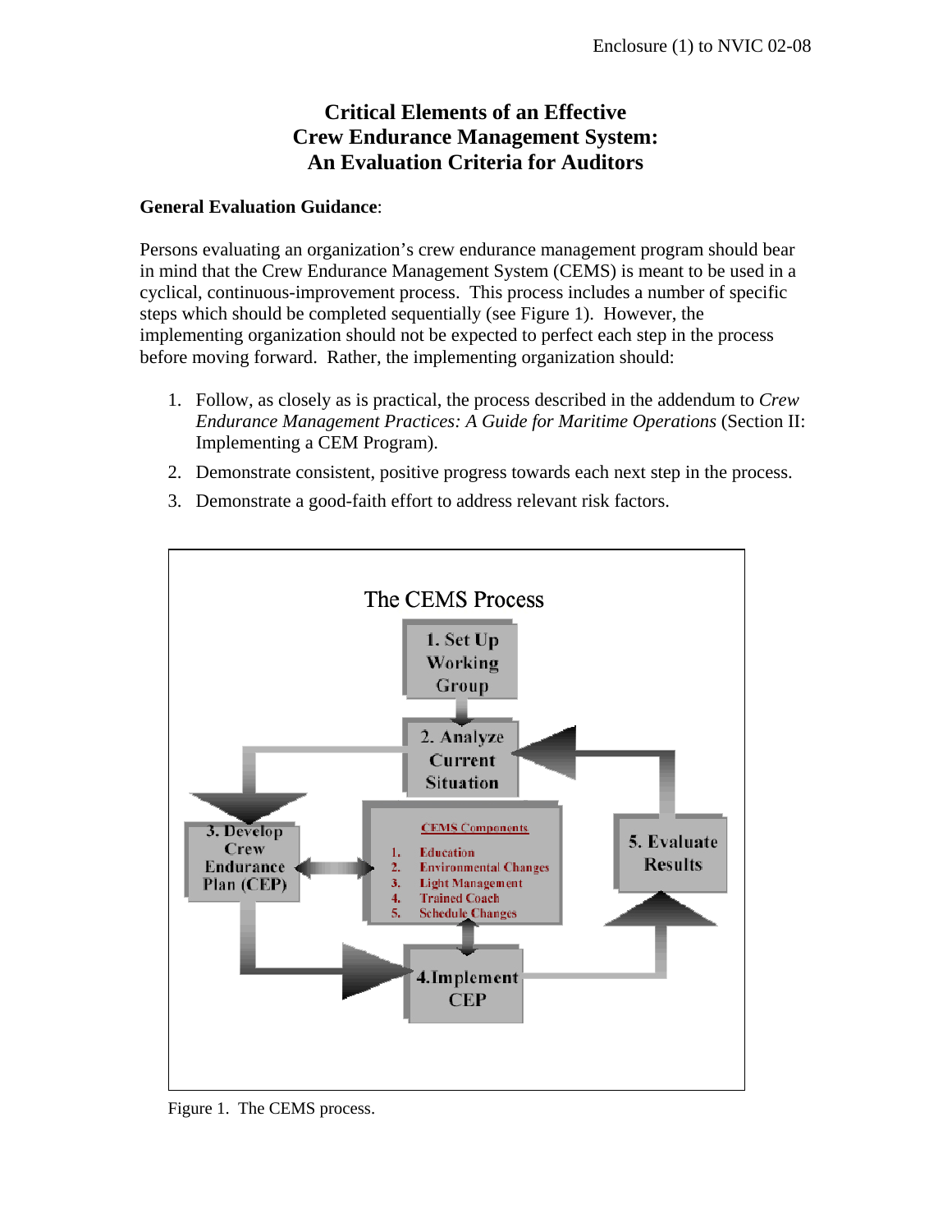# Critical Elements of an Effective Crew Endurance Management System: An Evaluation Criteria for Auditors

**General Evaluation Guidance**:

Persons evaluating an organization's crew endurance management program should bear in mind that the Crew Endurance Management System (CEMS) is meant to be used in a cyclical, continuous-improvement process. This process includes a number of specific steps which should be completed sequentially (see Figure 1). However, the implementing organization should not be expected to perfect each step in the process before moving forward. Rather, the implementing organization should:

1. Follow, as closely as is practical, the process described in the addendum to *Crew Endurance Management Practices: A Guide for Maritime Operations* (Section II: Implementing a CEM Program).
2. Demonstrate consistent, positive progress towards each next step in the process.
3. Demonstrate a good-faith effort to address relevant risk factors.

The CEMS Process

1. Set Up Working Group
2. Analyze Current Situation
3. Develop Crew Endurance Plan (CEP)
4. Implement CEP
5. Evaluate Results

CEMS Components

1. Education
2. Environmental Changes
3. Light Management
4. Trained Coach
5. Schedule Changes

Figure 1. The CEMS process.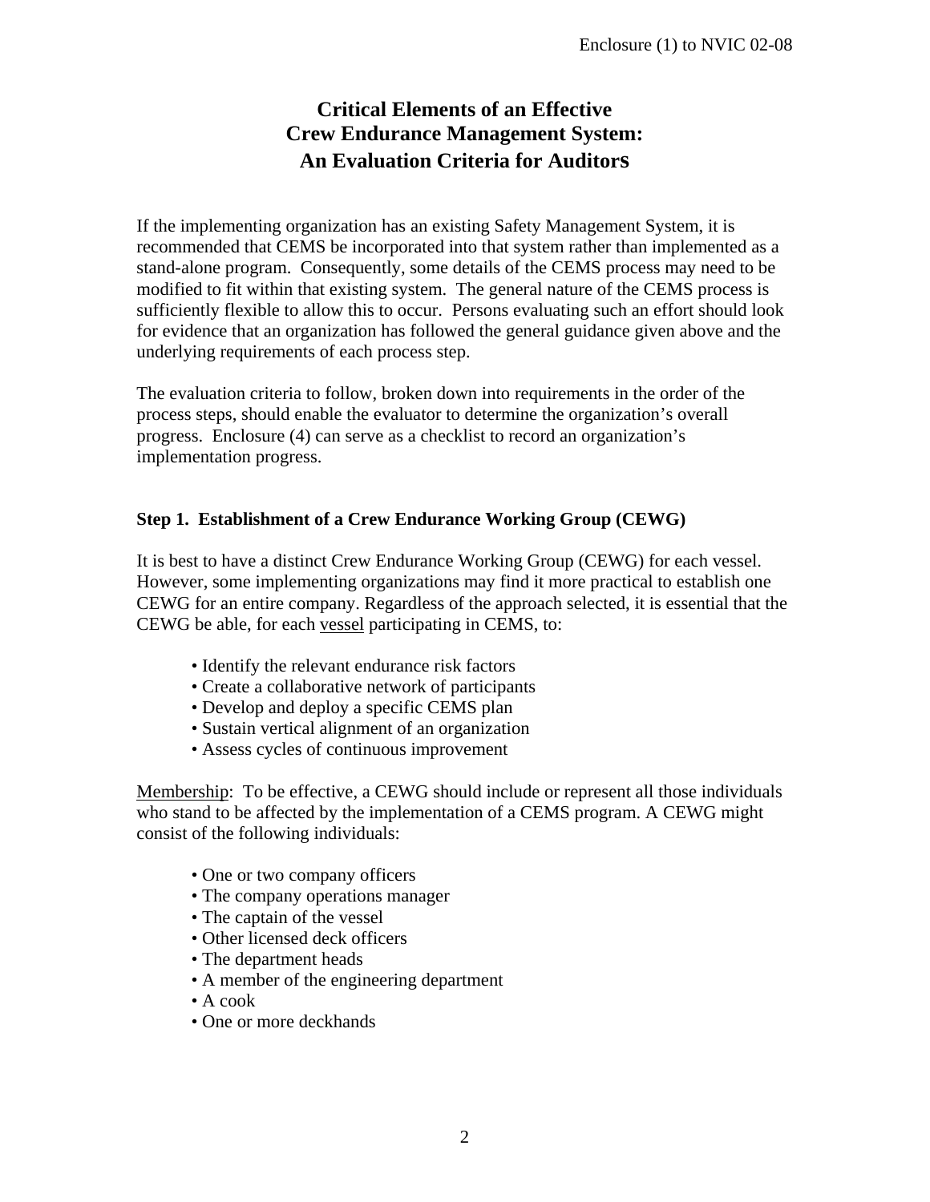# Critical Elements of an Effective Crew Endurance Management System: An Evaluation Criteria for Auditors

If the implementing organization has an existing Safety Management System, it is recommended that CEMS be incorporated into that system rather than implemented as a stand-alone program. Consequently, some details of the CEMS process may need to be modified to fit within that existing system. The general nature of the CEMS process is sufficiently flexible to allow this to occur. Persons evaluating such an effort should look for evidence that an organization has followed the general guidance given above and the underlying requirements of each process step.

The evaluation criteria to follow, broken down into requirements in the order of the process steps, should enable the evaluator to determine the organization's overall progress. Enclosure (4) can serve as a checklist to record an organization's implementation progress.

## Step 1. Establishment of a Crew Endurance Working Group (CEWG)

It is best to have a distinct Crew Endurance Working Group (CEWG) for each vessel. However, some implementing organizations may find it more practical to establish one CEWG for an entire company. Regardless of the approach selected, it is essential that the CEWG be able, for each vessel participating in CEMS, to:

- Identify the relevant endurance risk factors
- Create a collaborative network of participants
- Develop and deploy a specific CEMS plan
- Sustain vertical alignment of an organization
- Assess cycles of continuous improvement

Membership: To be effective, a CEWG should include or represent all those individuals who stand to be affected by the implementation of a CEMS program. A CEWG might consist of the following individuals:

- One or two company officers
- The company operations manager
- The captain of the vessel
- Other licensed deck officers
- The department heads
- A member of the engineering department
- A cook
- One or more deckhands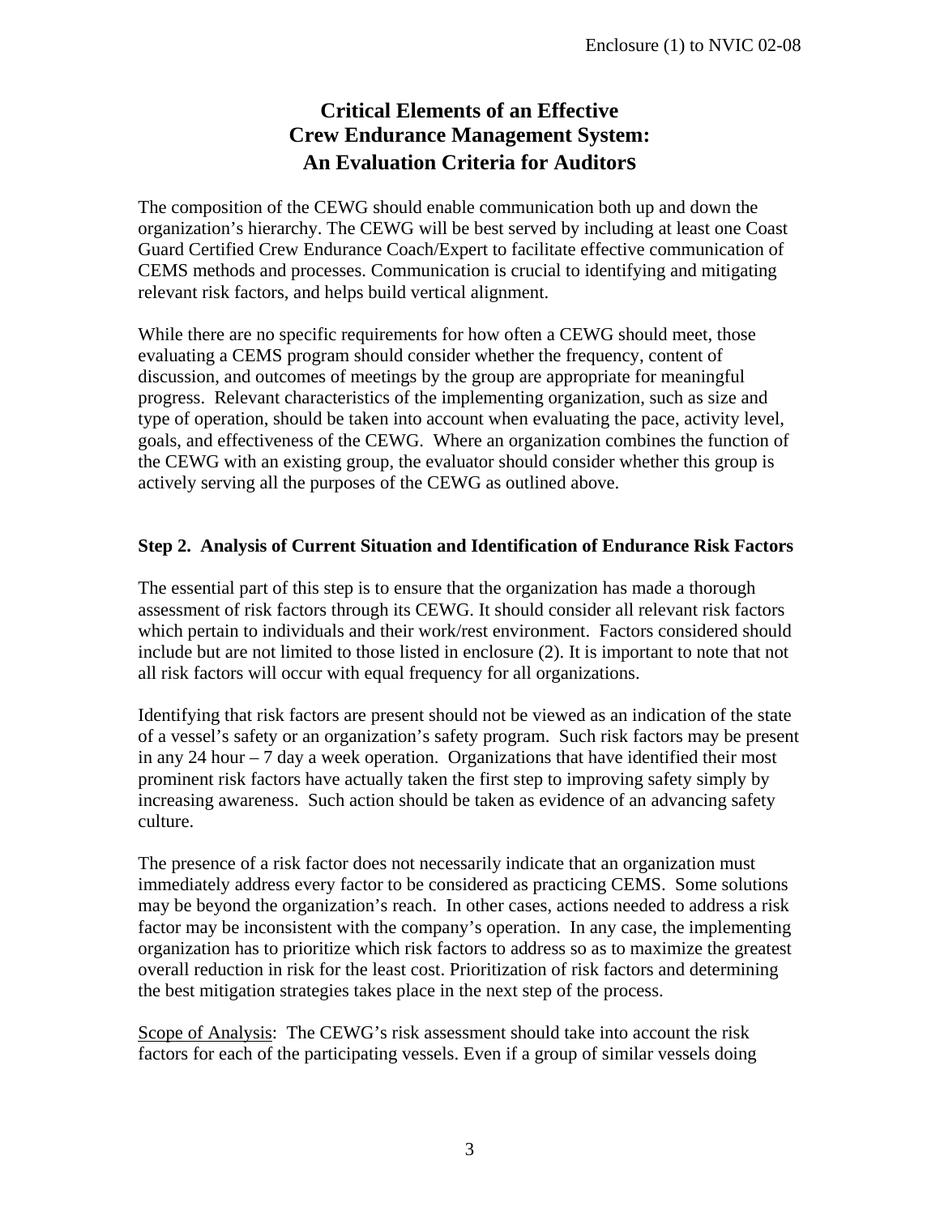# Critical Elements of an Effective Crew Endurance Management System: An Evaluation Criteria for Auditors

The composition of the CEWG should enable communication both up and down the organization's hierarchy. The CEWG will be best served by including at least one Coast Guard Certified Crew Endurance Coach/Expert to facilitate effective communication of CEMS methods and processes. Communication is crucial to identifying and mitigating relevant risk factors, and helps build vertical alignment.

While there are no specific requirements for how often a CEWG should meet, those evaluating a CEMS program should consider whether the frequency, content of discussion, and outcomes of meetings by the group are appropriate for meaningful progress. Relevant characteristics of the implementing organization, such as size and type of operation, should be taken into account when evaluating the pace, activity level, goals, and effectiveness of the CEWG. Where an organization combines the function of the CEWG with an existing group, the evaluator should consider whether this group is actively serving all the purposes of the CEWG as outlined above.

### Step 2. Analysis of Current Situation and Identification of Endurance Risk Factors

The essential part of this step is to ensure that the organization has made a thorough assessment of risk factors through its CEWG. It should consider all relevant risk factors which pertain to individuals and their work/rest environment. Factors considered should include but are not limited to those listed in enclosure (2). It is important to note that not all risk factors will occur with equal frequency for all organizations.

Identifying that risk factors are present should not be viewed as an indication of the state of a vessel's safety or an organization's safety program. Such risk factors may be present in any 24 hour – 7 day a week operation. Organizations that have identified their most prominent risk factors have actually taken the first step to improving safety simply by increasing awareness. Such action should be taken as evidence of an advancing safety culture.

The presence of a risk factor does not necessarily indicate that an organization must immediately address every factor to be considered as practicing CEMS. Some solutions may be beyond the organization's reach. In other cases, actions needed to address a risk factor may be inconsistent with the company's operation. In any case, the implementing organization has to prioritize which risk factors to address so as to maximize the greatest overall reduction in risk for the least cost. Prioritization of risk factors and determining the best mitigation strategies takes place in the next step of the process.

Scope of Analysis: The CEWG's risk assessment should take into account the risk factors for each of the participating vessels. Even if a group of similar vessels doing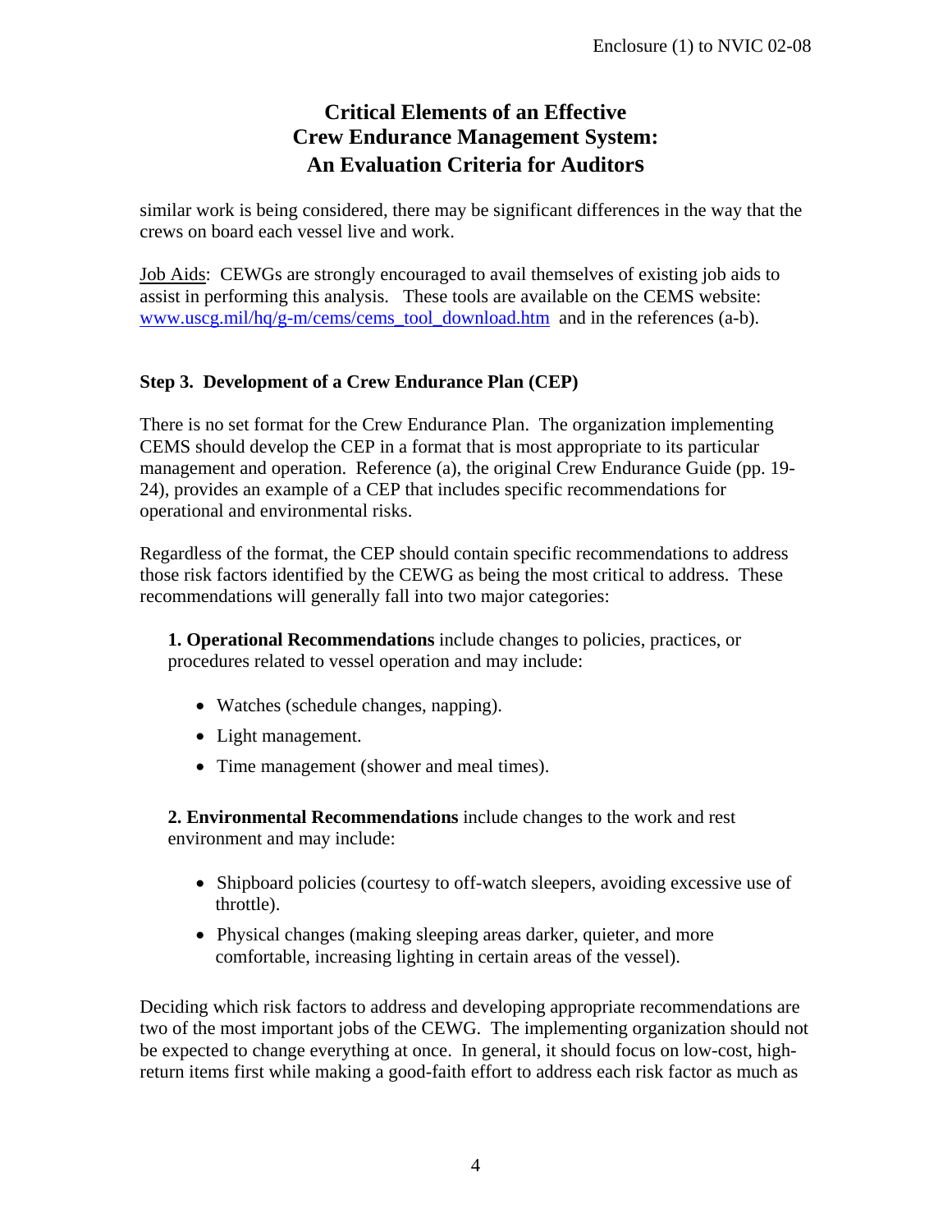similar work is being considered, there may be significant differences in the way that the crews on board each vessel live and work.

Job Aids: CEWGs are strongly encouraged to avail themselves of existing job aids to assist in performing this analysis. These tools are available on the CEMS website: www.uscg.mil/hq/g-m/cems/cems_tool_download.htm and in the references (a-b).

### Step 3. Development of a Crew Endurance Plan (CEP)

There is no set format for the Crew Endurance Plan. The organization implementing CEMS should develop the CEP in a format that is most appropriate to its particular management and operation. Reference (a), the original Crew Endurance Guide (pp. 19-24), provides an example of a CEP that includes specific recommendations for operational and environmental risks.

Regardless of the format, the CEP should contain specific recommendations to address those risk factors identified by the CEWG as being the most critical to address. These recommendations will generally fall into two major categories:

**1. Operational Recommendations** include changes to policies, practices, or procedures related to vessel operation and may include:

- Watches (schedule changes, napping).
- Light management.
- Time management (shower and meal times).

**2. Environmental Recommendations** include changes to the work and rest environment and may include:

- Shipboard policies (courtesy to off-watch sleepers, avoiding excessive use of throttle).
- Physical changes (making sleeping areas darker, quieter, and more comfortable, increasing lighting in certain areas of the vessel).

Deciding which risk factors to address and developing appropriate recommendations are two of the most important jobs of the CEWG. The implementing organization should not be expected to change everything at once. In general, it should focus on low-cost, high-return items first while making a good-faith effort to address each risk factor as much as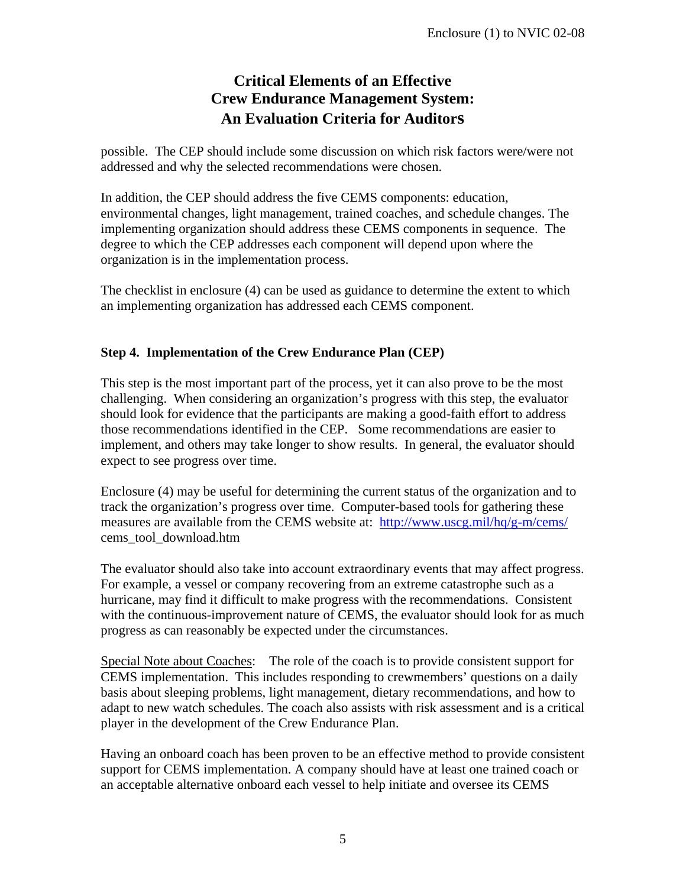possible. The CEP should include some discussion on which risk factors were/were not addressed and why the selected recommendations were chosen.

In addition, the CEP should address the five CEMS components: education, environmental changes, light management, trained coaches, and schedule changes. The implementing organization should address these CEMS components in sequence. The degree to which the CEP addresses each component will depend upon where the organization is in the implementation process.

The checklist in enclosure (4) can be used as guidance to determine the extent to which an implementing organization has addressed each CEMS component.

### Step 4. Implementation of the Crew Endurance Plan (CEP)

This step is the most important part of the process, yet it can also prove to be the most challenging. When considering an organization's progress with this step, the evaluator should look for evidence that the participants are making a good-faith effort to address those recommendations identified in the CEP. Some recommendations are easier to implement, and others may take longer to show results. In general, the evaluator should expect to see progress over time.

Enclosure (4) may be useful for determining the current status of the organization and to track the organization's progress over time. Computer-based tools for gathering these measures are available from the CEMS website at: http://www.uscg.mil/hq/g-m/cems/cems_tool_download.htm

The evaluator should also take into account extraordinary events that may affect progress. For example, a vessel or company recovering from an extreme catastrophe such as a hurricane, may find it difficult to make progress with the recommendations. Consistent with the continuous-improvement nature of CEMS, the evaluator should look for as much progress as can reasonably be expected under the circumstances.

Special Note about Coaches: The role of the coach is to provide consistent support for CEMS implementation. This includes responding to crewmembers' questions on a daily basis about sleeping problems, light management, dietary recommendations, and how to adapt to new watch schedules. The coach also assists with risk assessment and is a critical player in the development of the Crew Endurance Plan.

Having an onboard coach has been proven to be an effective method to provide consistent support for CEMS implementation. A company should have at least one trained coach or an acceptable alternative onboard each vessel to help initiate and oversee its CEMS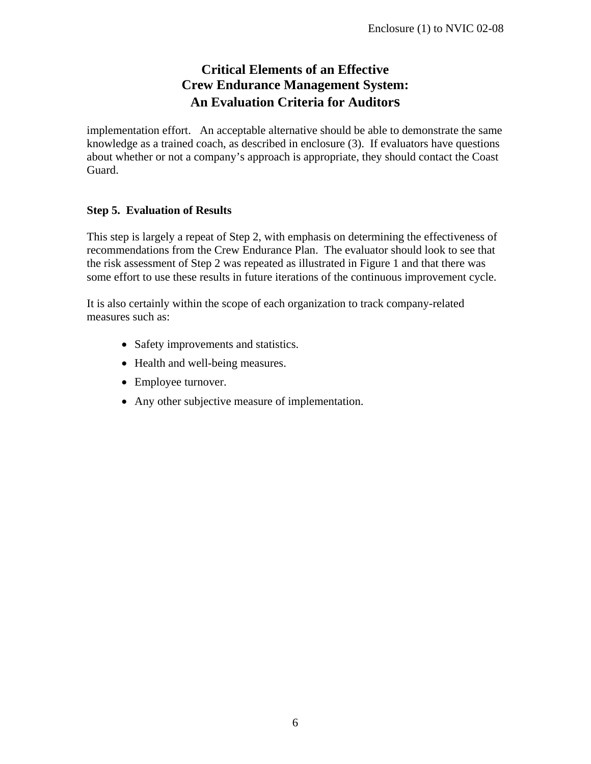implementation effort. An acceptable alternative should be able to demonstrate the same knowledge as a trained coach, as described in enclosure (3). If evaluators have questions about whether or not a company's approach is appropriate, they should contact the Coast Guard.

**Step 5. Evaluation of Results**

This step is largely a repeat of Step 2, with emphasis on determining the effectiveness of recommendations from the Crew Endurance Plan. The evaluator should look to see that the risk assessment of Step 2 was repeated as illustrated in Figure 1 and that there was some effort to use these results in future iterations of the continuous improvement cycle.

It is also certainly within the scope of each organization to track company-related measures such as:

- Safety improvements and statistics.
- Health and well-being measures.
- Employee turnover.
- Any other subjective measure of implementation.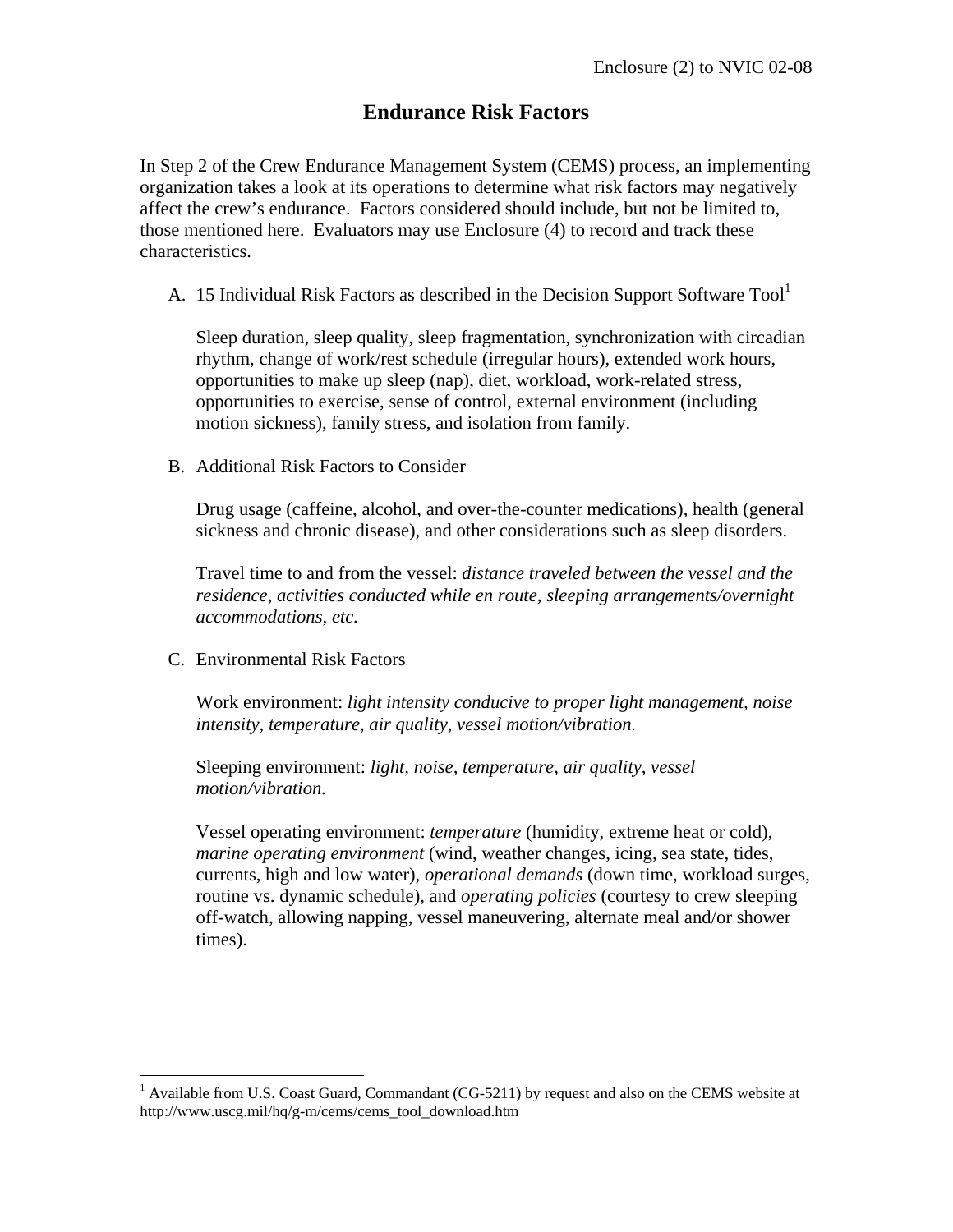# Endurance Risk Factors

In Step 2 of the Crew Endurance Management System (CEMS) process, an implementing organization takes a look at its operations to determine what risk factors may negatively affect the crew's endurance. Factors considered should include, but not be limited to, those mentioned here. Evaluators may use Enclosure (4) to record and track these characteristics.

A. 15 Individual Risk Factors as described in the Decision Support Software Tool[1]

   Sleep duration, sleep quality, sleep fragmentation, synchronization with circadian rhythm, change of work/rest schedule (irregular hours), extended work hours, opportunities to make up sleep (nap), diet, workload, work-related stress, opportunities to exercise, sense of control, external environment (including motion sickness), family stress, and isolation from family.

B. Additional Risk Factors to Consider

   Drug usage (caffeine, alcohol, and over-the-counter medications), health (general sickness and chronic disease), and other considerations such as sleep disorders.

   Travel time to and from the vessel: *distance traveled between the vessel and the residence, activities conducted while en route, sleeping arrangements/overnight accommodations, etc.*

C. Environmental Risk Factors

   Work environment: *light intensity conducive to proper light management, noise intensity, temperature, air quality, vessel motion/vibration.*

   Sleeping environment: *light, noise, temperature, air quality, vessel motion/vibration.*

   Vessel operating environment: *temperature* (humidity, extreme heat or cold), *marine operating environment* (wind, weather changes, icing, sea state, tides, currents, high and low water), *operational demands* (down time, workload surges, routine vs. dynamic schedule), and *operating policies* (courtesy to crew sleeping off-watch, allowing napping, vessel maneuvering, alternate meal and/or shower times).

---

[1] Available from U.S. Coast Guard, Commandant (CG-5211) by request and also on the CEMS website at http://www.uscg.mil/hq/g-m/cems/cems_tool_download.htm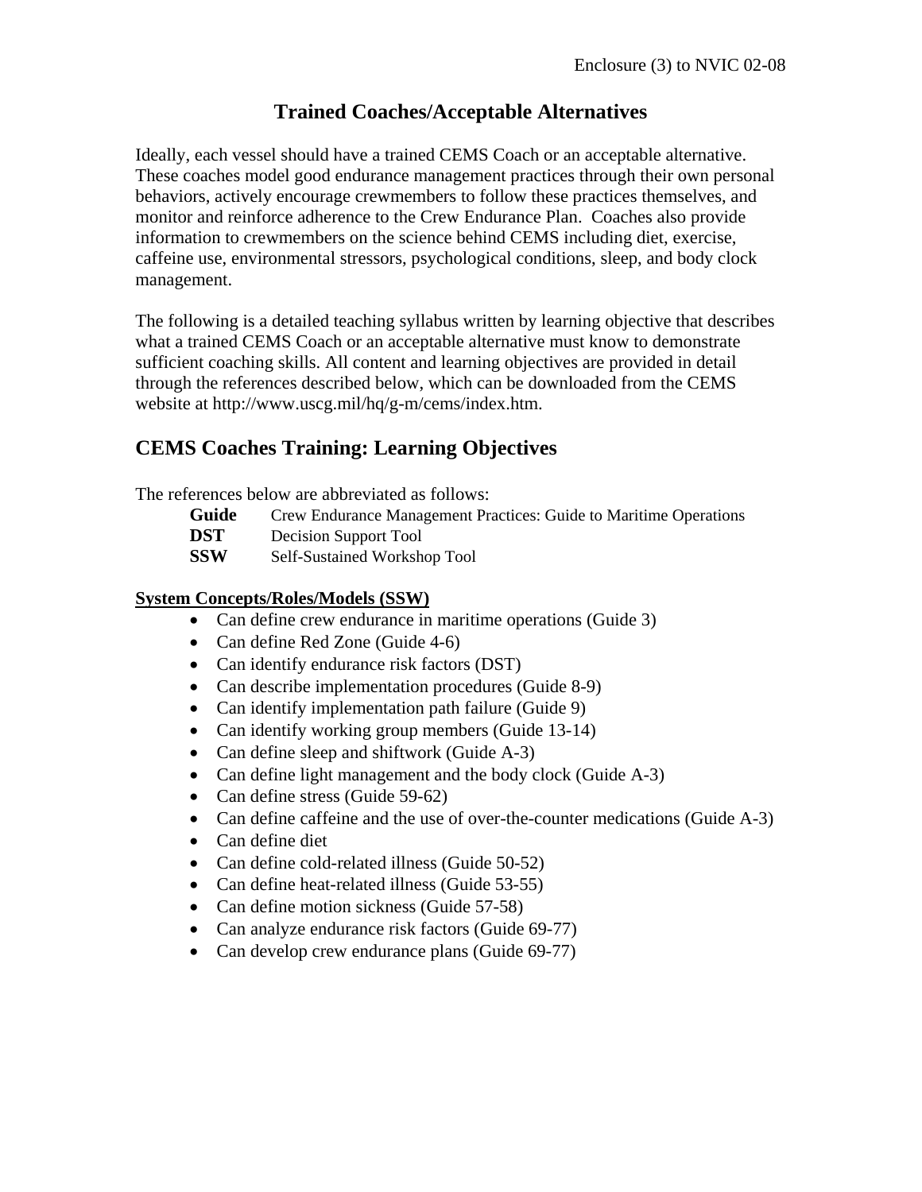# Trained Coaches/Acceptable Alternatives

Ideally, each vessel should have a trained CEMS Coach or an acceptable alternative. These coaches model good endurance management practices through their own personal behaviors, actively encourage crewmembers to follow these practices themselves, and monitor and reinforce adherence to the Crew Endurance Plan. Coaches also provide information to crewmembers on the science behind CEMS including diet, exercise, caffeine use, environmental stressors, psychological conditions, sleep, and body clock management.

The following is a detailed teaching syllabus written by learning objective that describes what a trained CEMS Coach or an acceptable alternative must know to demonstrate sufficient coaching skills. All content and learning objectives are provided in detail through the references described below, which can be downloaded from the CEMS website at http://www.uscg.mil/hq/g-m/cems/index.htm.

## CEMS Coaches Training: Learning Objectives

The references below are abbreviated as follows:

**Guide** Crew Endurance Management Practices: Guide to Maritime Operations
**DST** Decision Support Tool
**SSW** Self-Sustained Workshop Tool

**System Concepts/Roles/Models (SSW)**

- Can define crew endurance in maritime operations (Guide 3)
- Can define Red Zone (Guide 4-6)
- Can identify endurance risk factors (DST)
- Can describe implementation procedures (Guide 8-9)
- Can identify implementation path failure (Guide 9)
- Can identify working group members (Guide 13-14)
- Can define sleep and shiftwork (Guide A-3)
- Can define light management and the body clock (Guide A-3)
- Can define stress (Guide 59-62)
- Can define caffeine and the use of over-the-counter medications (Guide A-3)
- Can define diet
- Can define cold-related illness (Guide 50-52)
- Can define heat-related illness (Guide 53-55)
- Can define motion sickness (Guide 57-58)
- Can analyze endurance risk factors (Guide 69-77)
- Can develop crew endurance plans (Guide 69-77)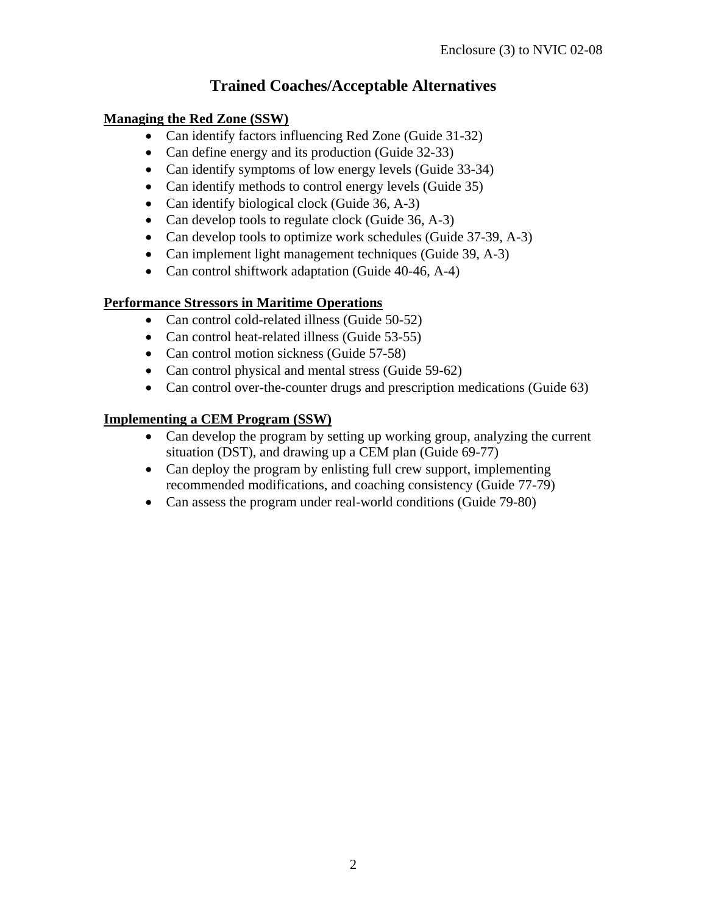# Trained Coaches/Acceptable Alternatives

**Managing the Red Zone (SSW)**

- Can identify factors influencing Red Zone (Guide 31-32)
- Can define energy and its production (Guide 32-33)
- Can identify symptoms of low energy levels (Guide 33-34)
- Can identify methods to control energy levels (Guide 35)
- Can identify biological clock (Guide 36, A-3)
- Can develop tools to regulate clock (Guide 36, A-3)
- Can develop tools to optimize work schedules (Guide 37-39, A-3)
- Can implement light management techniques (Guide 39, A-3)
- Can control shiftwork adaptation (Guide 40-46, A-4)

**Performance Stressors in Maritime Operations**

- Can control cold-related illness (Guide 50-52)
- Can control heat-related illness (Guide 53-55)
- Can control motion sickness (Guide 57-58)
- Can control physical and mental stress (Guide 59-62)
- Can control over-the-counter drugs and prescription medications (Guide 63)

**Implementing a CEM Program (SSW)**

- Can develop the program by setting up working group, analyzing the current situation (DST), and drawing up a CEM plan (Guide 69-77)
- Can deploy the program by enlisting full crew support, implementing recommended modifications, and coaching consistency (Guide 77-79)
- Can assess the program under real-world conditions (Guide 79-80)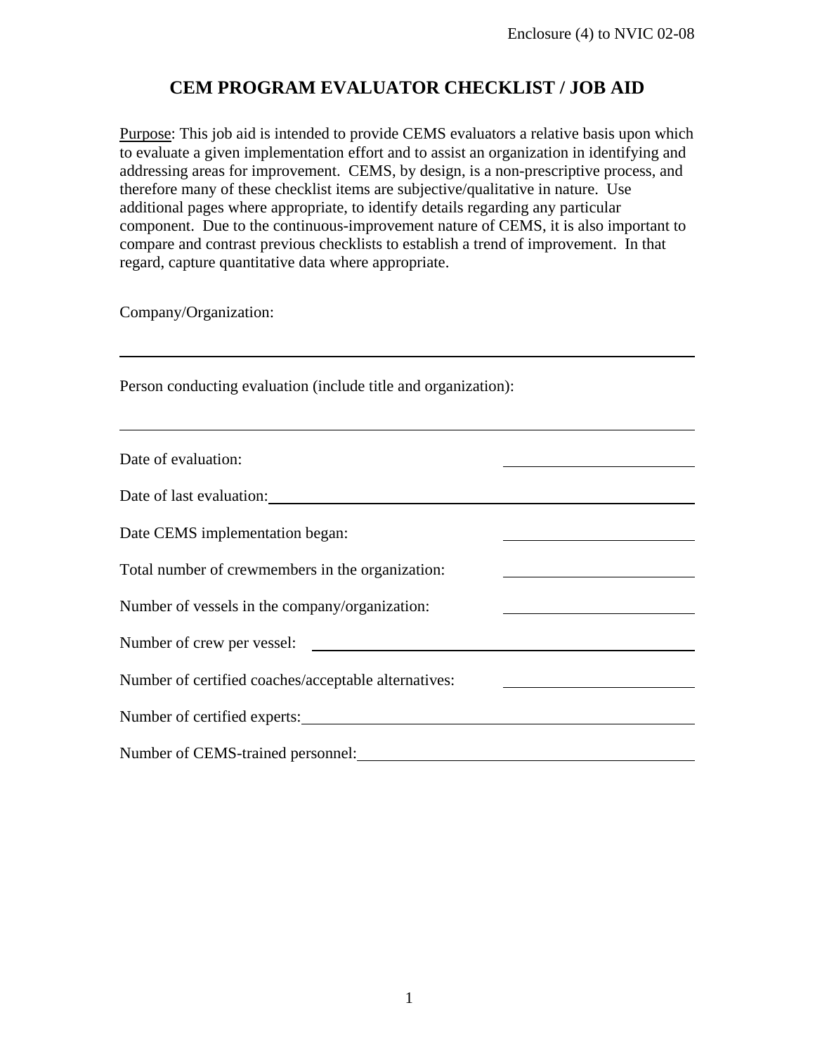# CEM PROGRAM EVALUATOR CHECKLIST / JOB AID

Purpose: This job aid is intended to provide CEMS evaluators a relative basis upon which to evaluate a given implementation effort and to assist an organization in identifying and addressing areas for improvement. CEMS, by design, is a non-prescriptive process, and therefore many of these checklist items are subjective/qualitative in nature. Use additional pages where appropriate, to identify details regarding any particular component. Due to the continuous-improvement nature of CEMS, it is also important to compare and contrast previous checklists to establish a trend of improvement. In that regard, capture quantitative data where appropriate.

Company/Organization:

\_\_\_\_\_\_\_\_\_\_\_\_\_\_\_\_\_\_\_\_\_\_\_\_\_\_\_\_\_\_\_\_\_\_\_\_\_\_\_\_\_\_\_\_\_\_\_\_\_\_\_\_\_\_\_\_\_\_\_\_

Person conducting evaluation (include title and organization):

\_\_\_\_\_\_\_\_\_\_\_\_\_\_\_\_\_\_\_\_\_\_\_\_\_\_\_\_\_\_\_\_\_\_\_\_\_\_\_\_\_\_\_\_\_\_\_\_\_\_\_\_\_\_\_\_\_\_\_\_

Date of evaluation: \_\_\_\_\_\_\_\_\_\_\_\_\_\_\_\_\_\_\_\_

Date of last evaluation: \_\_\_\_\_\_\_\_\_\_\_\_\_\_\_\_\_\_\_\_

Date CEMS implementation began: \_\_\_\_\_\_\_\_\_\_\_\_\_\_\_\_\_\_\_\_

Total number of crewmembers in the organization: \_\_\_\_\_\_\_\_\_\_\_\_\_\_\_\_\_\_\_\_

Number of vessels in the company/organization: \_\_\_\_\_\_\_\_\_\_\_\_\_\_\_\_\_\_\_\_

Number of crew per vessel: \_\_\_\_\_\_\_\_\_\_\_\_\_\_\_\_\_\_\_\_

Number of certified coaches/acceptable alternatives: \_\_\_\_\_\_\_\_\_\_\_\_\_\_\_\_\_\_\_\_

Number of certified experts: \_\_\_\_\_\_\_\_\_\_\_\_\_\_\_\_\_\_\_\_

Number of CEMS-trained personnel: \_\_\_\_\_\_\_\_\_\_\_\_\_\_\_\_\_\_\_\_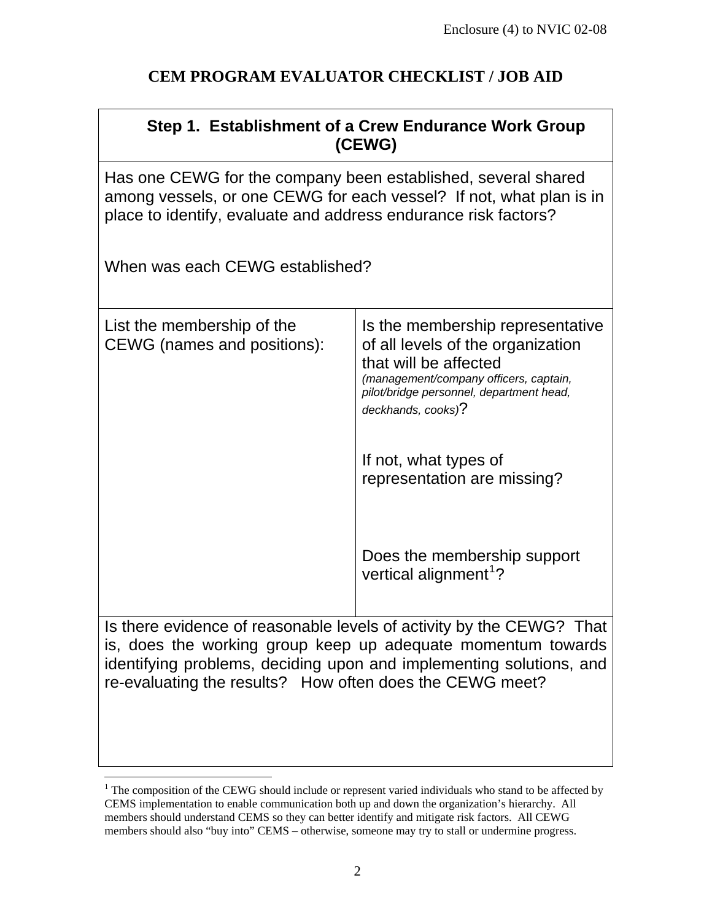# CEM PROGRAM EVALUATOR CHECKLIST / JOB AID

| **Step 1. Establishment of a Crew Endurance Work Group (CEWG)** | |
|---|---|
| Has one CEWG for the company been established, several shared among vessels, or one CEWG for each vessel? If not, what plan is in place to identify, evaluate and address endurance risk factors?<br><br>When was each CEWG established? | |
| List the membership of the CEWG (names and positions): | Is the membership representative of all levels of the organization that will be affected *(management/company officers, captain, pilot/bridge personnel, department head, deckhands, cooks)*?<br><br>If not, what types of representation are missing?<br><br>Does the membership support vertical alignment[1]? |
| Is there evidence of reasonable levels of activity by the CEWG? That is, does the working group keep up adequate momentum towards identifying problems, deciding upon and implementing solutions, and re-evaluating the results? How often does the CEWG meet? | |

[1] The composition of the CEWG should include or represent varied individuals who stand to be affected by CEMS implementation to enable communication both up and down the organization's hierarchy. All members should understand CEMS so they can better identify and mitigate risk factors. All CEWG members should also "buy into" CEMS – otherwise, someone may try to stall or undermine progress.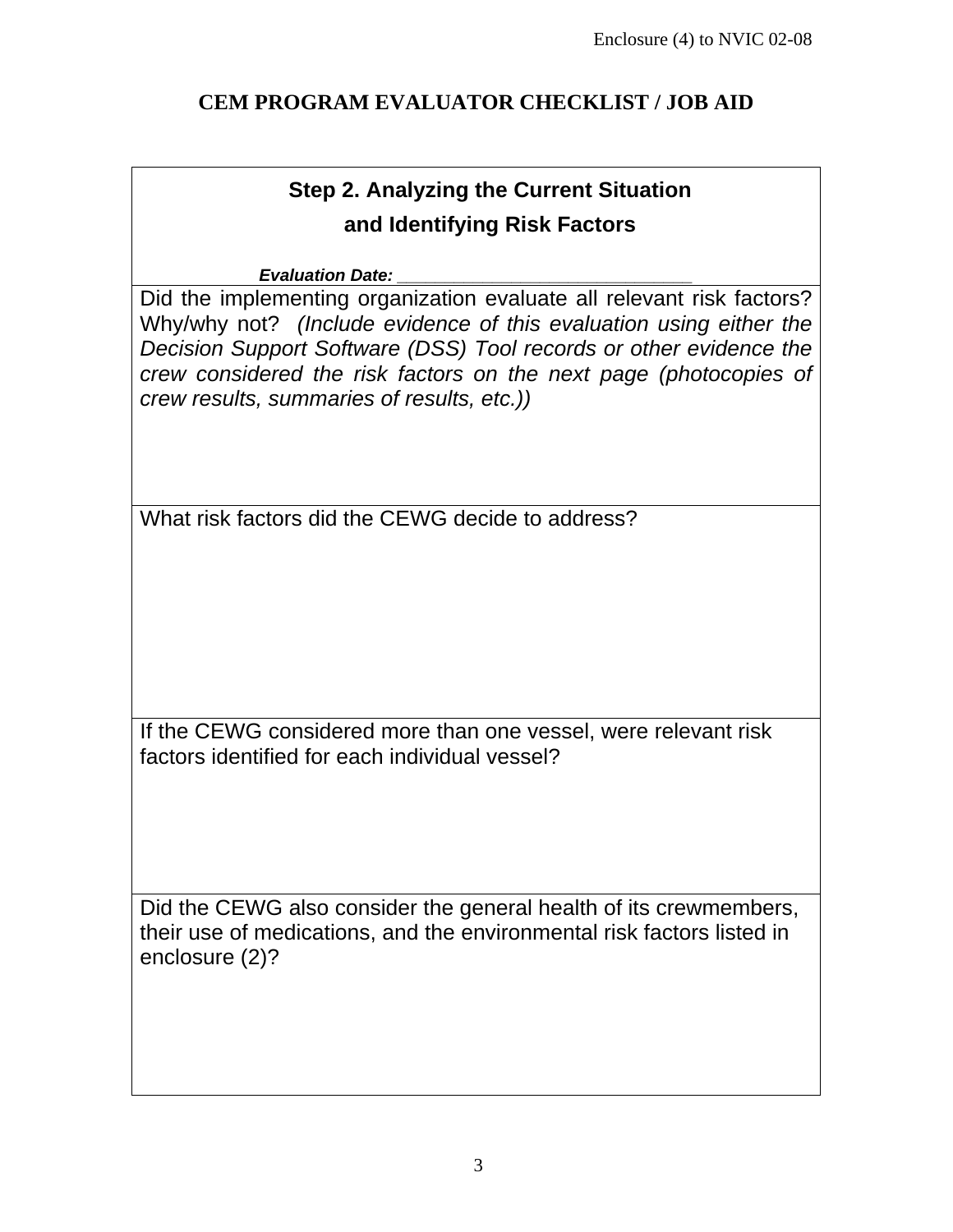## CEM PROGRAM EVALUATOR CHECKLIST / JOB AID

| **Step 2. Analyzing the Current Situation and Identifying Risk Factors**<br><br>***Evaluation Date:*** _______________________________ |
|---|
| Did the implementing organization evaluate all relevant risk factors? Why/why not? *(Include evidence of this evaluation using either the Decision Support Software (DSS) Tool records or other evidence the crew considered the risk factors on the next page (photocopies of crew results, summaries of results, etc.))* |
| What risk factors did the CEWG decide to address? |
| If the CEWG considered more than one vessel, were relevant risk factors identified for each individual vessel? |
| Did the CEWG also consider the general health of its crewmembers, their use of medications, and the environmental risk factors listed in enclosure (2)? |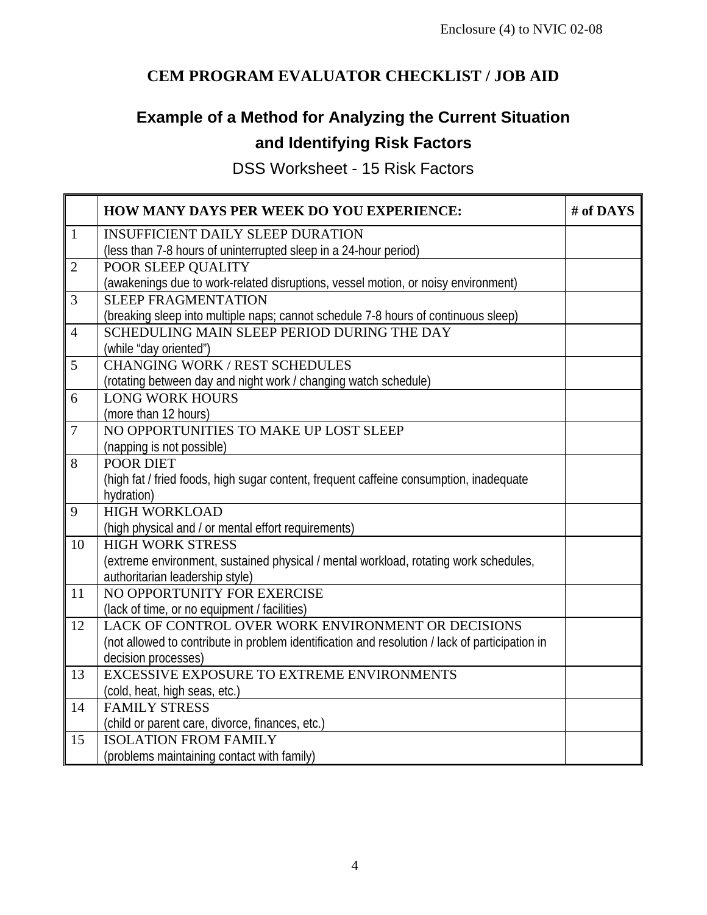# CEM PROGRAM EVALUATOR CHECKLIST / JOB AID

## Example of a Method for Analyzing the Current Situation and Identifying Risk Factors

### DSS Worksheet - 15 Risk Factors

| | HOW MANY DAYS PER WEEK DO YOU EXPERIENCE: | # of DAYS |
|---|---|---|
| 1 | INSUFFICIENT DAILY SLEEP DURATION<br>(less than 7-8 hours of uninterrupted sleep in a 24-hour period) | |
| 2 | POOR SLEEP QUALITY<br>(awakenings due to work-related disruptions, vessel motion, or noisy environment) | |
| 3 | SLEEP FRAGMENTATION<br>(breaking sleep into multiple naps; cannot schedule 7-8 hours of continuous sleep) | |
| 4 | SCHEDULING MAIN SLEEP PERIOD DURING THE DAY<br>(while "day oriented") | |
| 5 | CHANGING WORK / REST SCHEDULES<br>(rotating between day and night work / changing watch schedule) | |
| 6 | LONG WORK HOURS<br>(more than 12 hours) | |
| 7 | NO OPPORTUNITIES TO MAKE UP LOST SLEEP<br>(napping is not possible) | |
| 8 | POOR DIET<br>(high fat / fried foods, high sugar content, frequent caffeine consumption, inadequate hydration) | |
| 9 | HIGH WORKLOAD<br>(high physical and / or mental effort requirements) | |
| 10 | HIGH WORK STRESS<br>(extreme environment, sustained physical / mental workload, rotating work schedules, authoritarian leadership style) | |
| 11 | NO OPPORTUNITY FOR EXERCISE<br>(lack of time, or no equipment / facilities) | |
| 12 | LACK OF CONTROL OVER WORK ENVIRONMENT OR DECISIONS<br>(not allowed to contribute in problem identification and resolution / lack of participation in decision processes) | |
| 13 | EXCESSIVE EXPOSURE TO EXTREME ENVIRONMENTS<br>(cold, heat, high seas, etc.) | |
| 14 | FAMILY STRESS<br>(child or parent care, divorce, finances, etc.) | |
| 15 | ISOLATION FROM FAMILY<br>(problems maintaining contact with family) | |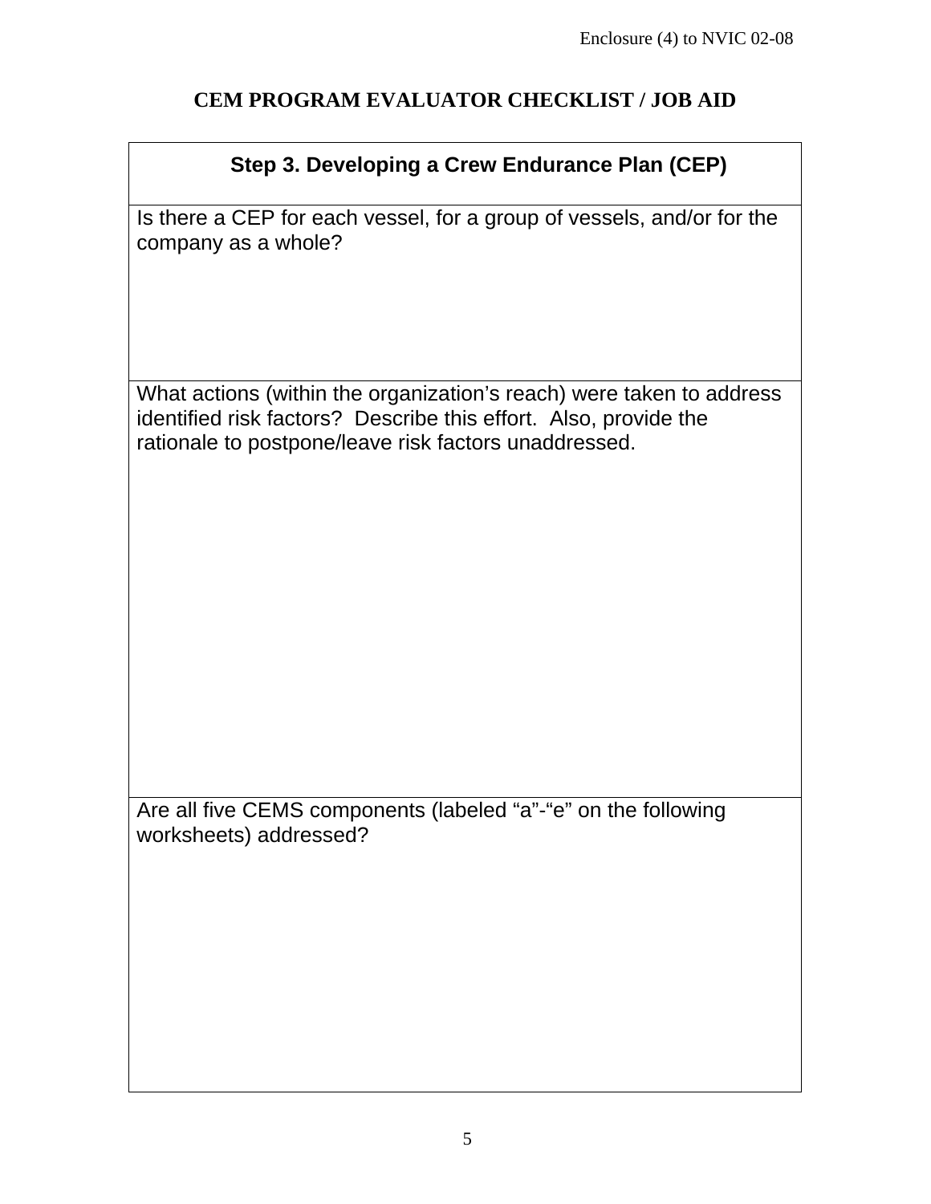## CEM PROGRAM EVALUATOR CHECKLIST / JOB AID

| Step 3. Developing a Crew Endurance Plan (CEP) |
|---|
| Is there a CEP for each vessel, for a group of vessels, and/or for the company as a whole? |
| What actions (within the organization's reach) were taken to address identified risk factors? Describe this effort. Also, provide the rationale to postpone/leave risk factors unaddressed. |
| Are all five CEMS components (labeled "a"-"e" on the following worksheets) addressed? |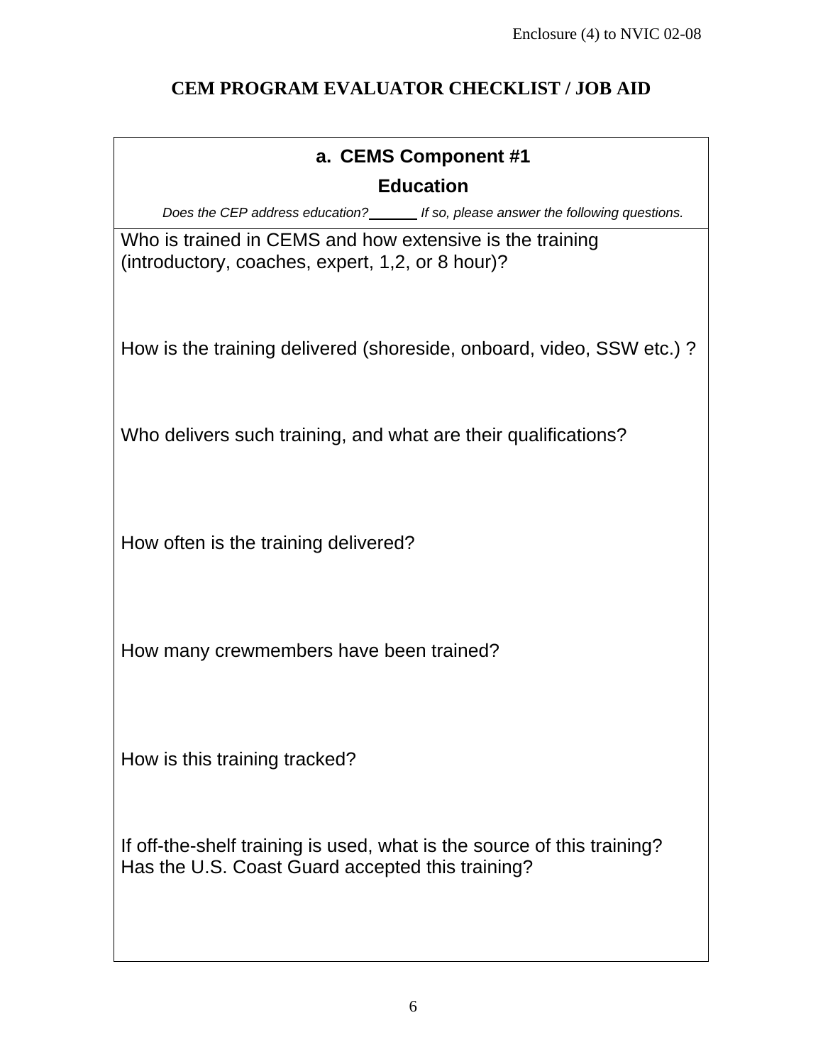# CEM PROGRAM EVALUATOR CHECKLIST / JOB AID

## a. CEMS Component #1

### Education

*Does the CEP address education?\_\_\_\_\_\_ If so, please answer the following questions.*

Who is trained in CEMS and how extensive is the training (introductory, coaches, expert, 1,2, or 8 hour)?

How is the training delivered (shoreside, onboard, video, SSW etc.) ?

Who delivers such training, and what are their qualifications?

How often is the training delivered?

How many crewmembers have been trained?

How is this training tracked?

If off-the-shelf training is used, what is the source of this training? Has the U.S. Coast Guard accepted this training?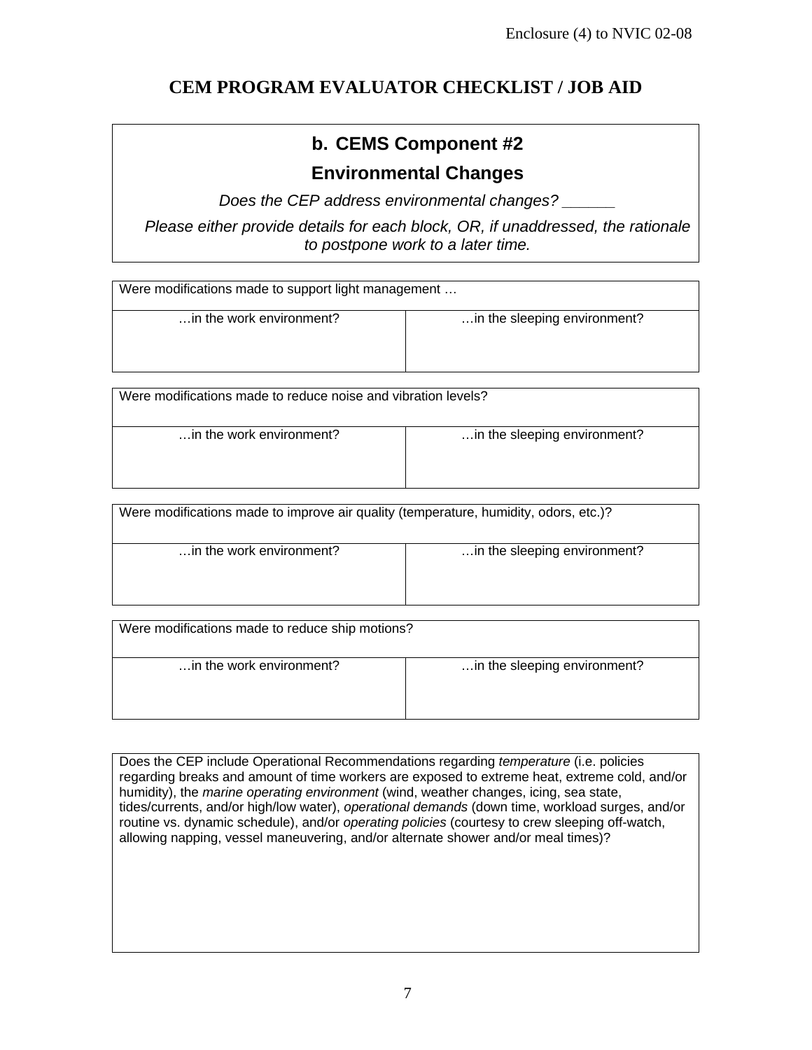# CEM PROGRAM EVALUATOR CHECKLIST / JOB AID

## b. CEMS Component #2

## Environmental Changes

*Does the CEP address environmental changes? ______*

*Please either provide details for each block, OR, if unaddressed, the rationale to postpone work to a later time.*

| Were modifications made to support light management … | |
|---|---|
| …in the work environment? | …in the sleeping environment? |

| Were modifications made to reduce noise and vibration levels? | |
|---|---|
| …in the work environment? | …in the sleeping environment? |

| Were modifications made to improve air quality (temperature, humidity, odors, etc.)? | |
|---|---|
| …in the work environment? | …in the sleeping environment? |

| Were modifications made to reduce ship motions? | |
|---|---|
| …in the work environment? | …in the sleeping environment? |

| Does the CEP include Operational Recommendations regarding *temperature* (i.e. policies regarding breaks and amount of time workers are exposed to extreme heat, extreme cold, and/or humidity), the *marine operating environment* (wind, weather changes, icing, sea state, tides/currents, and/or high/low water), *operational demands* (down time, workload surges, and/or routine vs. dynamic schedule), and/or *operating policies* (courtesy to crew sleeping off-watch, allowing napping, vessel maneuvering, and/or alternate shower and/or meal times)? |
|---|
| |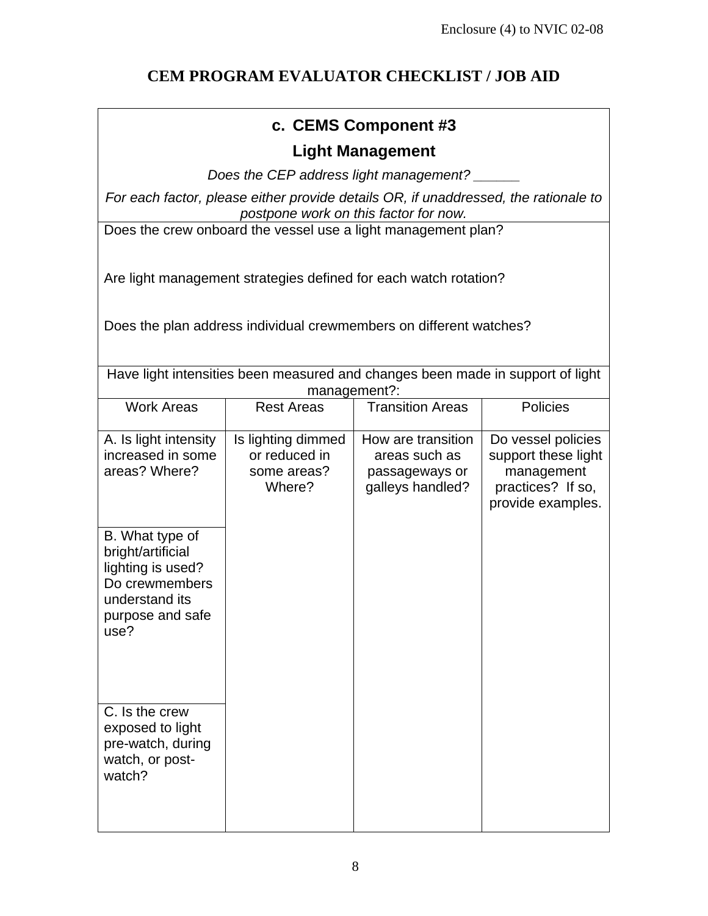# CEM PROGRAM EVALUATOR CHECKLIST / JOB AID

## c. CEMS Component #3

## Light Management

*Does the CEP address light management? ______*

*For each factor, please either provide details OR, if unaddressed, the rationale to postpone work on this factor for now.*

Does the crew onboard the vessel use a light management plan?

Are light management strategies defined for each watch rotation?

Does the plan address individual crewmembers on different watches?

Have light intensities been measured and changes been made in support of light management?:

| Work Areas | Rest Areas | Transition Areas | Policies |
|---|---|---|---|
| A. Is light intensity increased in some areas? Where? | Is lighting dimmed or reduced in some areas? Where? | How are transition areas such as passageways or galleys handled? | Do vessel policies support these light management practices? If so, provide examples. |
| B. What type of bright/artificial lighting is used? Do crewmembers understand its purpose and safe use? | | | |
| C. Is the crew exposed to light pre-watch, during watch, or post-watch? | | | |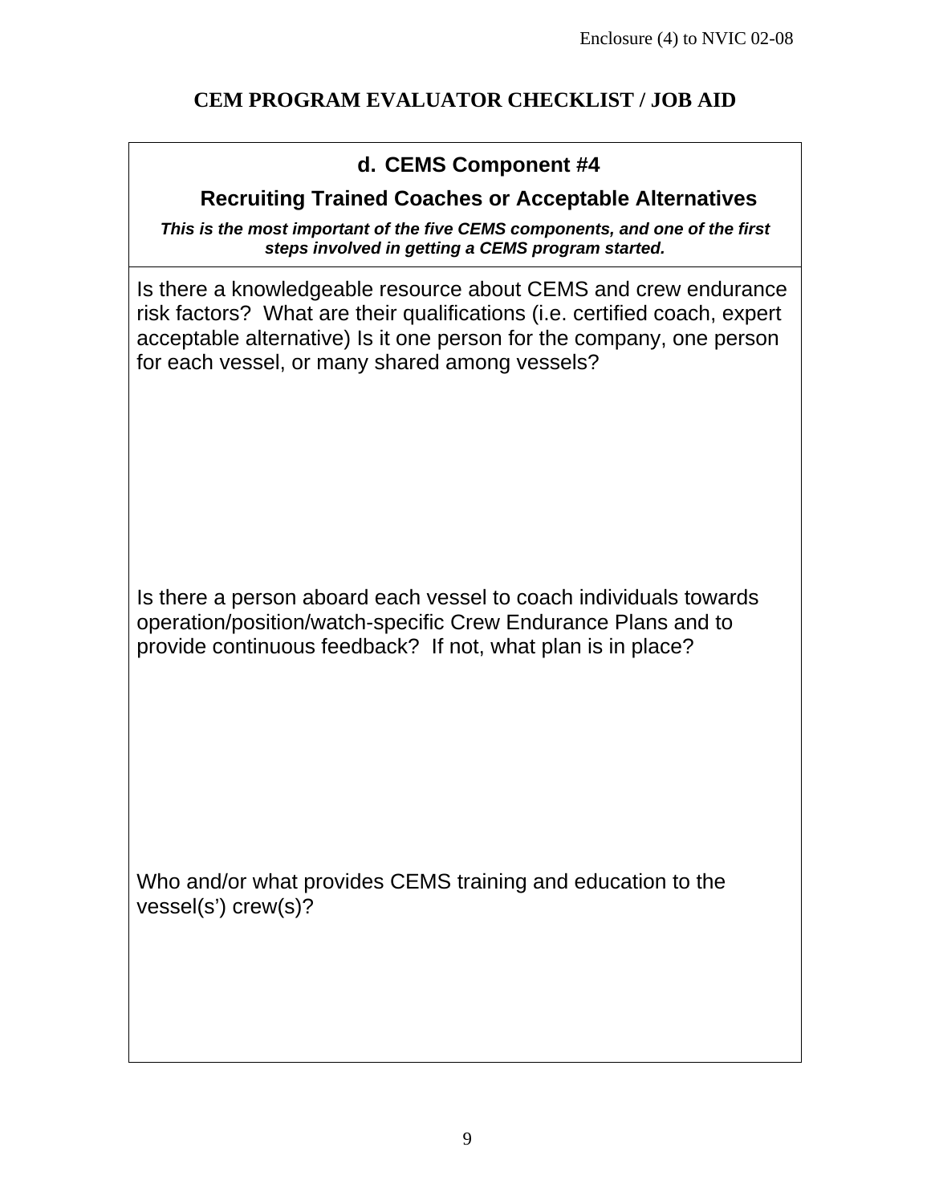# CEM PROGRAM EVALUATOR CHECKLIST / JOB AID

## d. CEMS Component #4

## Recruiting Trained Coaches or Acceptable Alternatives

***This is the most important of the five CEMS components, and one of the first steps involved in getting a CEMS program started.***

Is there a knowledgeable resource about CEMS and crew endurance risk factors? What are their qualifications (i.e. certified coach, expert acceptable alternative) Is it one person for the company, one person for each vessel, or many shared among vessels?

Is there a person aboard each vessel to coach individuals towards operation/position/watch-specific Crew Endurance Plans and to provide continuous feedback? If not, what plan is in place?

Who and/or what provides CEMS training and education to the vessel(s') crew(s)?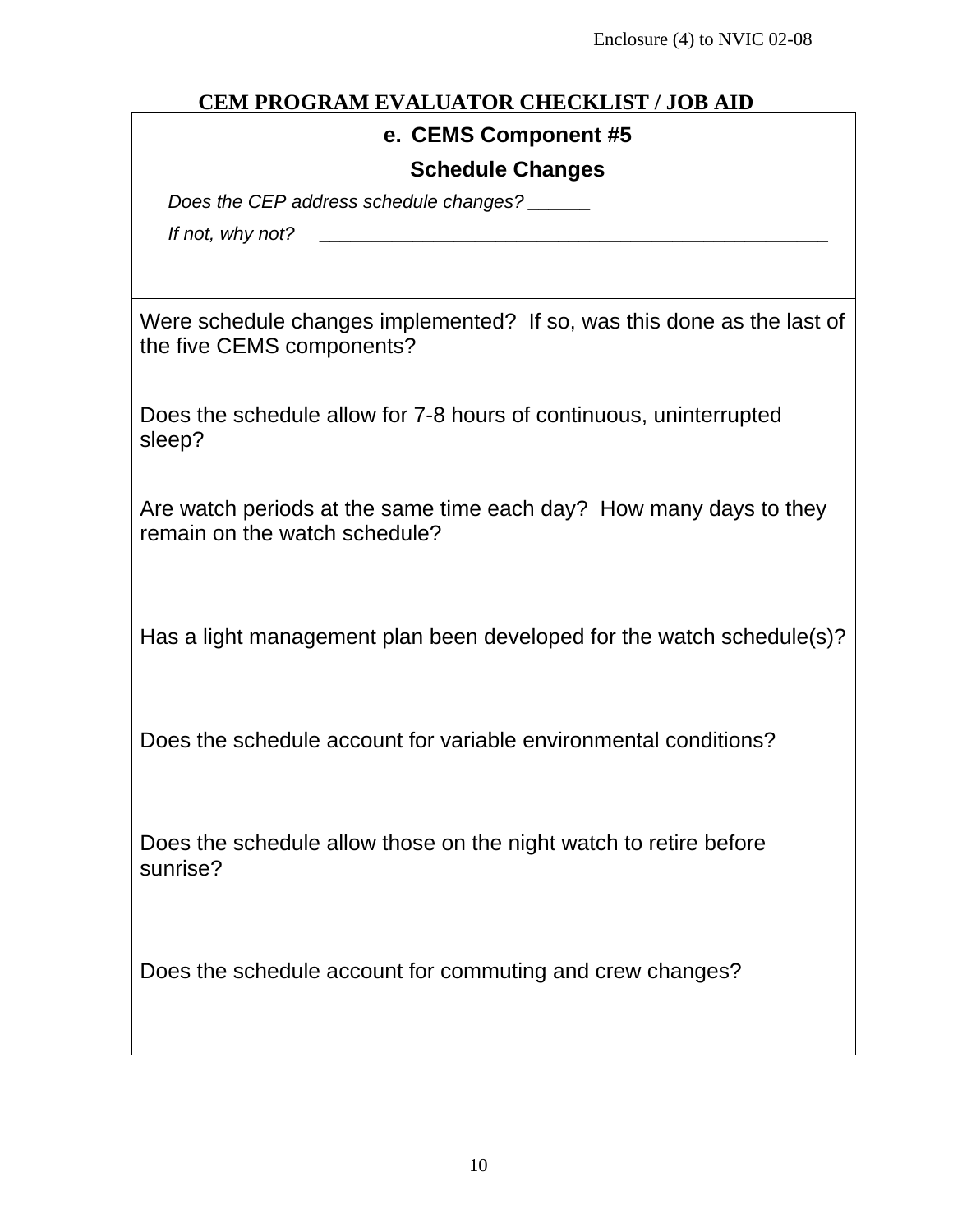# CEM PROGRAM EVALUATOR CHECKLIST / JOB AID

## e. CEMS Component #5

## Schedule Changes

*Does the CEP address schedule changes? ______*

*If not, why not? ____________________________________________________*

Were schedule changes implemented? If so, was this done as the last of the five CEMS components?

Does the schedule allow for 7-8 hours of continuous, uninterrupted sleep?

Are watch periods at the same time each day? How many days to they remain on the watch schedule?

Has a light management plan been developed for the watch schedule(s)?

Does the schedule account for variable environmental conditions?

Does the schedule allow those on the night watch to retire before sunrise?

Does the schedule account for commuting and crew changes?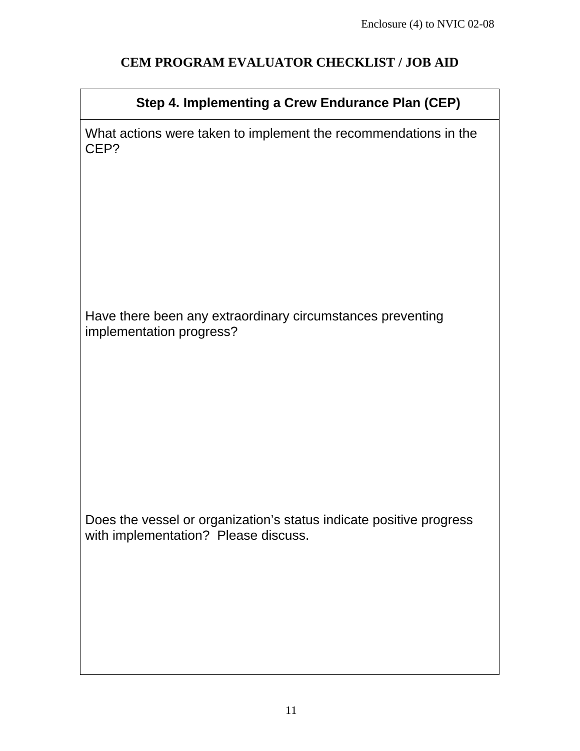## CEM PROGRAM EVALUATOR CHECKLIST / JOB AID

| Step 4. Implementing a Crew Endurance Plan (CEP) |
|---|
| What actions were taken to implement the recommendations in the CEP?<br><br><br><br><br><br>Have there been any extraordinary circumstances preventing implementation progress?<br><br><br><br><br><br>Does the vessel or organization's status indicate positive progress with implementation? Please discuss. |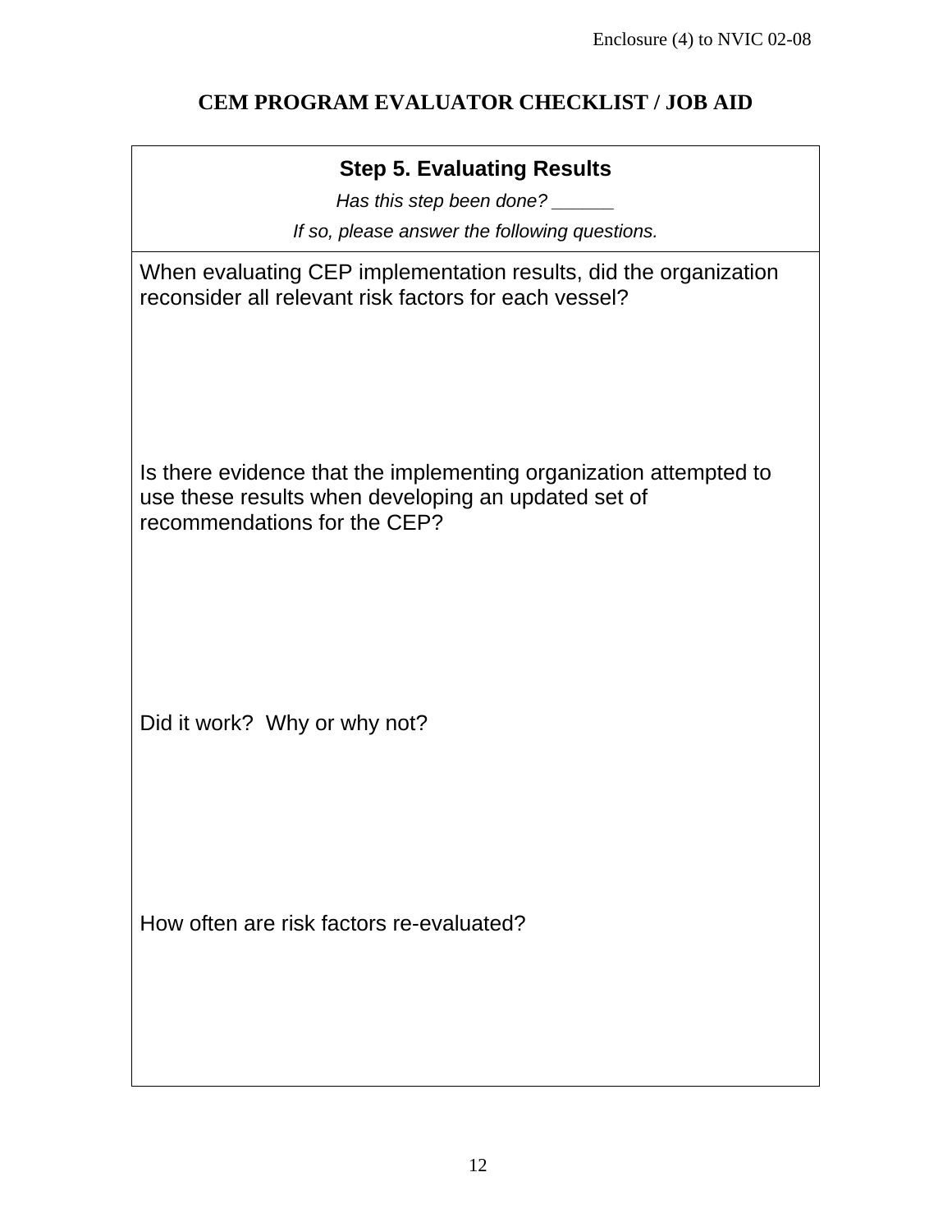## CEM PROGRAM EVALUATOR CHECKLIST / JOB AID

### Step 5. Evaluating Results

*Has this step been done? ______*

*If so, please answer the following questions.*

When evaluating CEP implementation results, did the organization reconsider all relevant risk factors for each vessel?

Is there evidence that the implementing organization attempted to use these results when developing an updated set of recommendations for the CEP?

Did it work? Why or why not?

How often are risk factors re-evaluated?